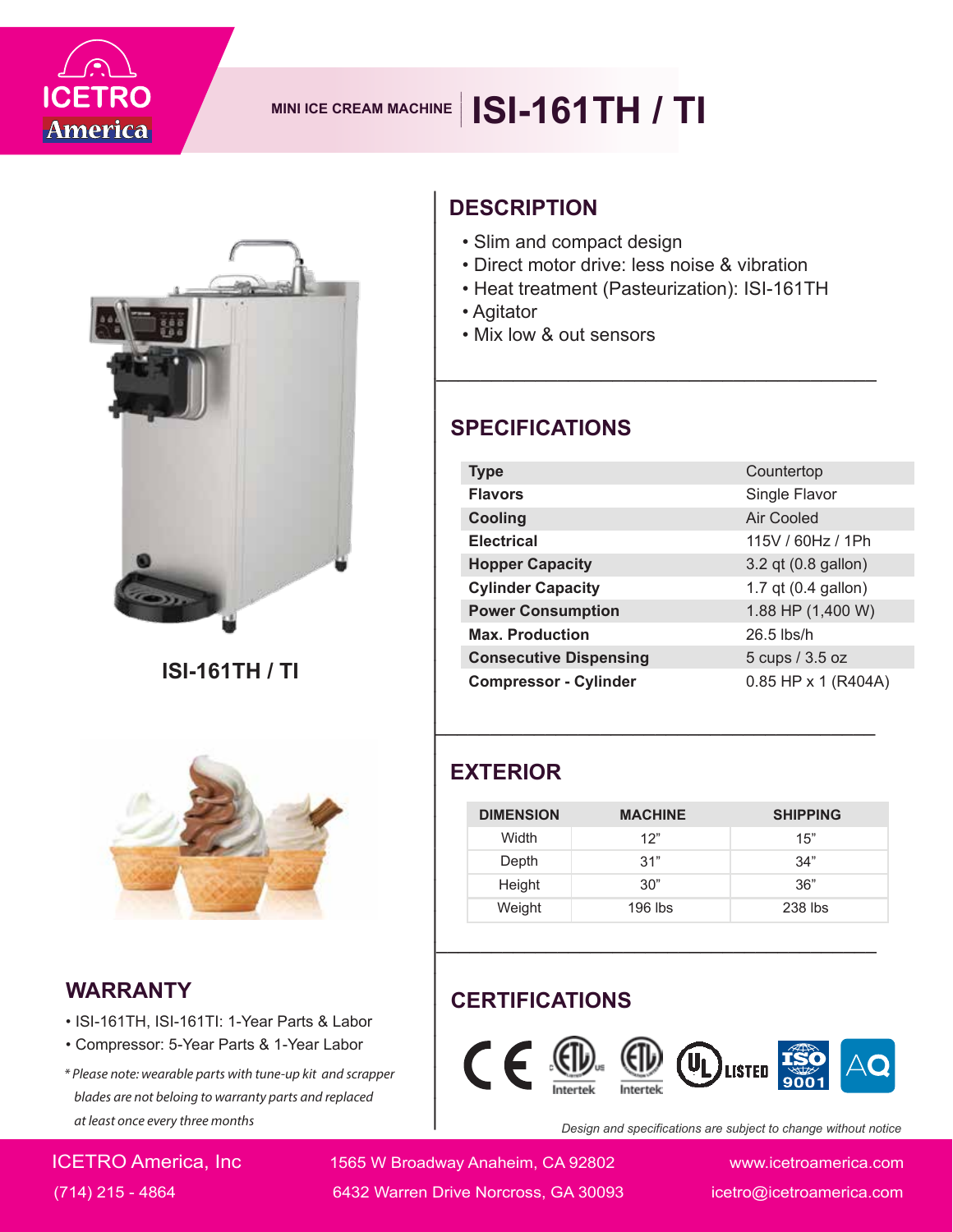ICETRO America

MINI ICE CREAM MACHINE

# ISI-161TH / TI

ISI-161TH / TI

## DESCRIPTION

- Slim and compact design
- Direct motor drive: less noise & vibration
- Heat treatment (Pasteurization): ISI-161TH
- Agitator
- Mix low & out sensors

## SPECIFICATIONS

| | |
|---|---|
| **Type** | Countertop |
| **Flavors** | Single Flavor |
| **Cooling** | Air Cooled |
| **Electrical** | 115V / 60Hz / 1Ph |
| **Hopper Capacity** | 3.2 qt (0.8 gallon) |
| **Cylinder Capacity** | 1.7 qt (0.4 gallon) |
| **Power Consumption** | 1.88 HP (1,400 W) |
| **Max. Production** | 26.5 lbs/h |
| **Consecutive Dispensing** | 5 cups / 3.5 oz |
| **Compressor - Cylinder** | 0.85 HP x 1 (R404A) |

## EXTERIOR

| DIMENSION | MACHINE | SHIPPING |
|---|---|---|
| Width | 12" | 15" |
| Depth | 31" | 34" |
| Height | 30" | 36" |
| Weight | 196 lbs | 238 lbs |

## WARRANTY

- ISI-161TH, ISI-161TI: 1-Year Parts & Labor
- Compressor: 5-Year Parts & 1-Year Labor

*\* Please note: wearable parts with tune-up kit and scrapper blades are not beloing to warranty parts and replaced at least once every three months*

## CERTIFICATIONS

CE, ETL (Intertek), ETL (Intertek), UL LISTED, ISO 9001, AQ

*Design and specifications are subject to change without notice*

ICETRO America, Inc
(714) 215 - 4864

1565 W Broadway Anaheim, CA 92802
6432 Warren Drive Norcross, GA 30093

www.icetroamerica.com
icetro@icetroamerica.com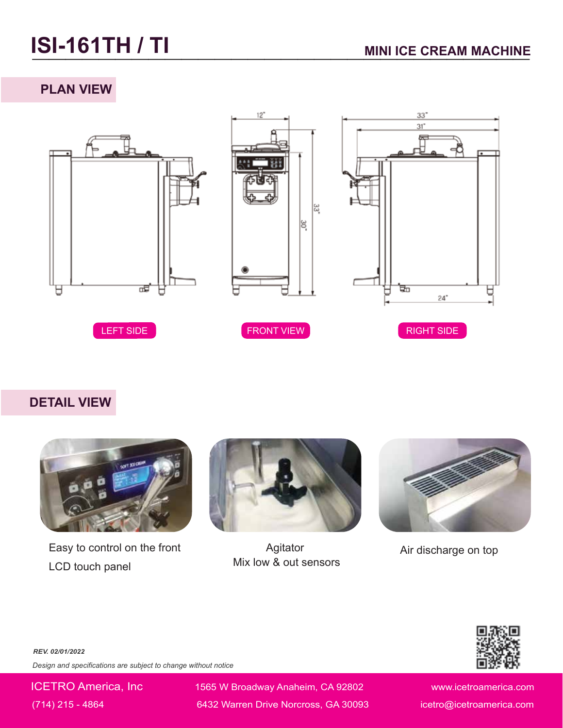# ISI-161TH / TI

## MINI ICE CREAM MACHINE

## PLAN VIEW

12"
33"
30"
33"
31"
24"

LEFT SIDE

FRONT VIEW

RIGHT SIDE

## DETAIL VIEW

Easy to control on the front LCD touch panel

Agitator
Mix low & out sensors

Air discharge on top

*REV. 02/01/2022*

*Design and specifications are subject to change without notice*

ICETRO America, Inc
(714) 215 - 4864

1565 W Broadway Anaheim, CA 92802
6432 Warren Drive Norcross, GA 30093

www.icetroamerica.com
icetro@icetroamerica.com